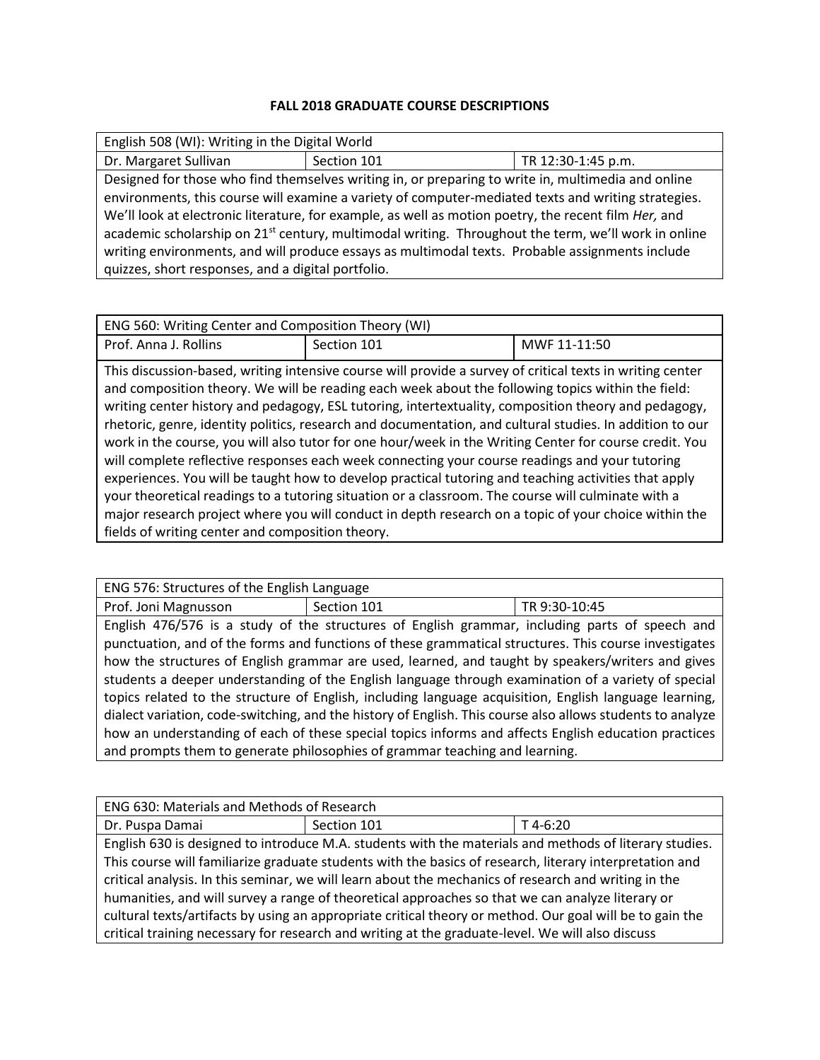# FALL 2018 GRADUATE COURSE DESCRIPTIONS

| English 508 (WI): Writing in the Digital World | | |
|---|---|---|
| Dr. Margaret Sullivan | Section 101 | TR 12:30-1:45 p.m. |
| Designed for those who find themselves writing in, or preparing to write in, multimedia and online environments, this course will examine a variety of computer-mediated texts and writing strategies. We'll look at electronic literature, for example, as well as motion poetry, the recent film *Her,* and academic scholarship on 21st century, multimodal writing. Throughout the term, we'll work in online writing environments, and will produce essays as multimodal texts. Probable assignments include quizzes, short responses, and a digital portfolio. | | |

| ENG 560: Writing Center and Composition Theory (WI) | | |
|---|---|---|
| Prof. Anna J. Rollins | Section 101 | MWF 11-11:50 |
| This discussion-based, writing intensive course will provide a survey of critical texts in writing center and composition theory. We will be reading each week about the following topics within the field: writing center history and pedagogy, ESL tutoring, intertextuality, composition theory and pedagogy, rhetoric, genre, identity politics, research and documentation, and cultural studies. In addition to our work in the course, you will also tutor for one hour/week in the Writing Center for course credit. You will complete reflective responses each week connecting your course readings and your tutoring experiences. You will be taught how to develop practical tutoring and teaching activities that apply your theoretical readings to a tutoring situation or a classroom. The course will culminate with a major research project where you will conduct in depth research on a topic of your choice within the fields of writing center and composition theory. | | |

| ENG 576: Structures of the English Language | | |
|---|---|---|
| Prof. Joni Magnusson | Section 101 | TR 9:30-10:45 |
| English 476/576 is a study of the structures of English grammar, including parts of speech and punctuation, and of the forms and functions of these grammatical structures. This course investigates how the structures of English grammar are used, learned, and taught by speakers/writers and gives students a deeper understanding of the English language through examination of a variety of special topics related to the structure of English, including language acquisition, English language learning, dialect variation, code-switching, and the history of English. This course also allows students to analyze how an understanding of each of these special topics informs and affects English education practices and prompts them to generate philosophies of grammar teaching and learning. | | |

| ENG 630: Materials and Methods of Research | | |
|---|---|---|
| Dr. Puspa Damai | Section 101 | T 4-6:20 |
| English 630 is designed to introduce M.A. students with the materials and methods of literary studies. This course will familiarize graduate students with the basics of research, literary interpretation and critical analysis. In this seminar, we will learn about the mechanics of research and writing in the humanities, and will survey a range of theoretical approaches so that we can analyze literary or cultural texts/artifacts by using an appropriate critical theory or method. Our goal will be to gain the critical training necessary for research and writing at the graduate-level. We will also discuss | | |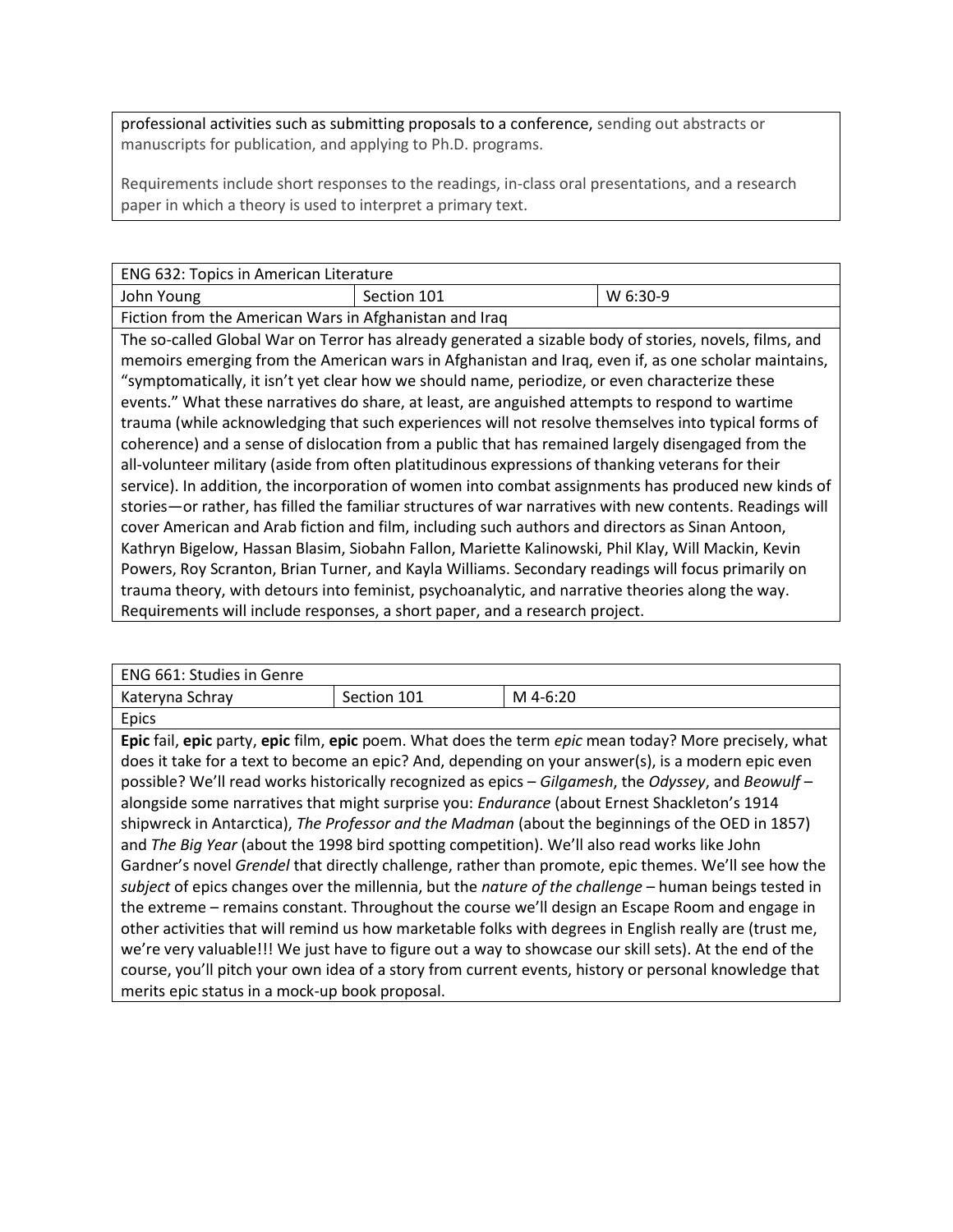professional activities such as submitting proposals to a conference, sending out abstracts or manuscripts for publication, and applying to Ph.D. programs.

Requirements include short responses to the readings, in-class oral presentations, and a research paper in which a theory is used to interpret a primary text.

| ENG 632: Topics in American Literature | | |
|---|---|---|
| John Young | Section 101 | W 6:30-9 |
| Fiction from the American Wars in Afghanistan and Iraq | | |
| The so-called Global War on Terror has already generated a sizable body of stories, novels, films, and memoirs emerging from the American wars in Afghanistan and Iraq, even if, as one scholar maintains, "symptomatically, it isn't yet clear how we should name, periodize, or even characterize these events." What these narratives do share, at least, are anguished attempts to respond to wartime trauma (while acknowledging that such experiences will not resolve themselves into typical forms of coherence) and a sense of dislocation from a public that has remained largely disengaged from the all-volunteer military (aside from often platitudinous expressions of thanking veterans for their service). In addition, the incorporation of women into combat assignments has produced new kinds of stories—or rather, has filled the familiar structures of war narratives with new contents. Readings will cover American and Arab fiction and film, including such authors and directors as Sinan Antoon, Kathryn Bigelow, Hassan Blasim, Siobahn Fallon, Mariette Kalinowski, Phil Klay, Will Mackin, Kevin Powers, Roy Scranton, Brian Turner, and Kayla Williams. Secondary readings will focus primarily on trauma theory, with detours into feminist, psychoanalytic, and narrative theories along the way. Requirements will include responses, a short paper, and a research project. | | |

| ENG 661: Studies in Genre | | |
|---|---|---|
| Kateryna Schray | Section 101 | M 4-6:20 |
| Epics | | |
| **Epic** fail, **epic** party, **epic** film, **epic** poem. What does the term *epic* mean today? More precisely, what does it take for a text to become an epic? And, depending on your answer(s), is a modern epic even possible? We'll read works historically recognized as epics – *Gilgamesh*, the *Odyssey*, and *Beowulf* – alongside some narratives that might surprise you: *Endurance* (about Ernest Shackleton's 1914 shipwreck in Antarctica), *The Professor and the Madman* (about the beginnings of the OED in 1857) and *The Big Year* (about the 1998 bird spotting competition). We'll also read works like John Gardner's novel *Grendel* that directly challenge, rather than promote, epic themes. We'll see how the *subject* of epics changes over the millennia, but the *nature of the challenge* – human beings tested in the extreme – remains constant. Throughout the course we'll design an Escape Room and engage in other activities that will remind us how marketable folks with degrees in English really are (trust me, we're very valuable!!! We just have to figure out a way to showcase our skill sets). At the end of the course, you'll pitch your own idea of a story from current events, history or personal knowledge that merits epic status in a mock-up book proposal. | | |